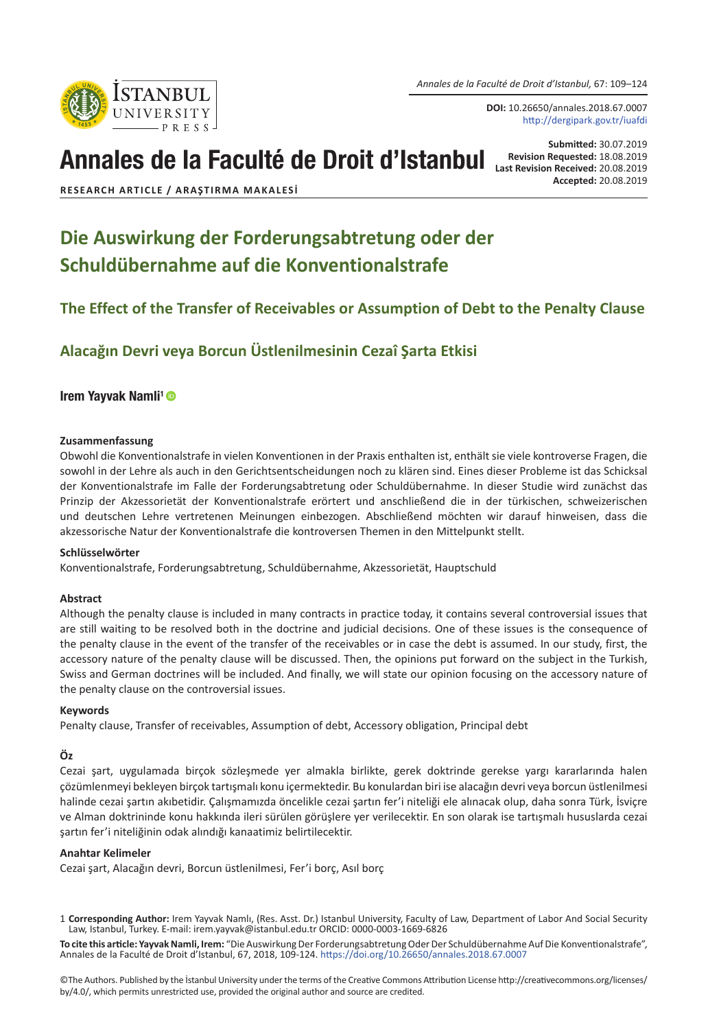Annales de la Faculté de Droit d'Istanbul, 67: 109–124

**DOI:** 10.26650/annales.2018.67.0007
http://dergipark.gov.tr/iuafdi

# Annales de la Faculté de Droit d'Istanbul

**Submitted:** 30.07.2019
**Revision Requested:** 18.08.2019
**Last Revision Received:** 20.08.2019
**Accepted:** 20.08.2019

**RESEARCH ARTICLE / ARAŞTIRMA MAKALESİ**

# Die Auswirkung der Forderungsabtretung oder der Schuldübernahme auf die Konventionalstrafe

## The Effect of the Transfer of Receivables or Assumption of Debt to the Penalty Clause

## Alacağın Devri veya Borcun Üstlenilmesinin Cezaî Şarta Etkisi

**Irem Yayvak Namli**[1]

**Zusammenfassung**

Obwohl die Konventionalstrafe in vielen Konventionen in der Praxis enthalten ist, enthält sie viele kontroverse Fragen, die sowohl in der Lehre als auch in den Gerichtsentscheidungen noch zu klären sind. Eines dieser Probleme ist das Schicksal der Konventionalstrafe im Falle der Forderungsabtretung oder Schuldübernahme. In dieser Studie wird zunächst das Prinzip der Akzessorietät der Konventionalstrafe erörtert und anschließend die in der türkischen, schweizerischen und deutschen Lehre vertretenen Meinungen einbezogen. Abschließend möchten wir darauf hinweisen, dass die akzessorische Natur der Konventionalstrafe die kontroversen Themen in den Mittelpunkt stellt.

**Schlüsselwörter**

Konventionalstrafe, Forderungsabtretung, Schuldübernahme, Akzessorietät, Hauptschuld

**Abstract**

Although the penalty clause is included in many contracts in practice today, it contains several controversial issues that are still waiting to be resolved both in the doctrine and judicial decisions. One of these issues is the consequence of the penalty clause in the event of the transfer of the receivables or in case the debt is assumed. In our study, first, the accessory nature of the penalty clause will be discussed. Then, the opinions put forward on the subject in the Turkish, Swiss and German doctrines will be included. And finally, we will state our opinion focusing on the accessory nature of the penalty clause on the controversial issues.

**Keywords**

Penalty clause, Transfer of receivables, Assumption of debt, Accessory obligation, Principal debt

**Öz**

Cezai şart, uygulamada birçok sözleşmede yer almakla birlikte, gerek doktrinde gerekse yargı kararlarında halen çözümlenmeyi bekleyen birçok tartışmalı konu içermektedir. Bu konulardan biri ise alacağın devri veya borcun üstlenilmesi halinde cezai şartın akıbetidir. Çalışmamızda öncelikle cezai şartın fer'i niteliği ele alınacak olup, daha sonra Türk, İsviçre ve Alman doktrininde konu hakkında ileri sürülen görüşlere yer verilecektir. En son olarak ise tartışmalı hususlarda cezai şartın fer'i niteliğinin odak alındığı kanaatimiz belirtilecektir.

**Anahtar Kelimeler**

Cezai şart, Alacağın devri, Borcun üstlenilmesi, Fer'i borç, Asıl borç

1 **Corresponding Author:** Irem Yayvak Namlı, (Res. Asst. Dr.) Istanbul University, Faculty of Law, Department of Labor And Social Security Law, Istanbul, Turkey. E-mail: irem.yayvak@istanbul.edu.tr ORCID: 0000-0003-1669-6826

**To cite this article: Yayvak Namli, Irem:** "Die Auswirkung Der Forderungsabtretung Oder Der Schuldübernahme Auf Die Konventionalstrafe", Annales de la Faculté de Droit d'Istanbul, 67, 2018, 109-124. https://doi.org/10.26650/annales.2018.67.0007

©The Authors. Published by the İstanbul University under the terms of the Creative Commons Attribution License http://creativecommons.org/licenses/by/4.0/, which permits unrestricted use, provided the original author and source are credited.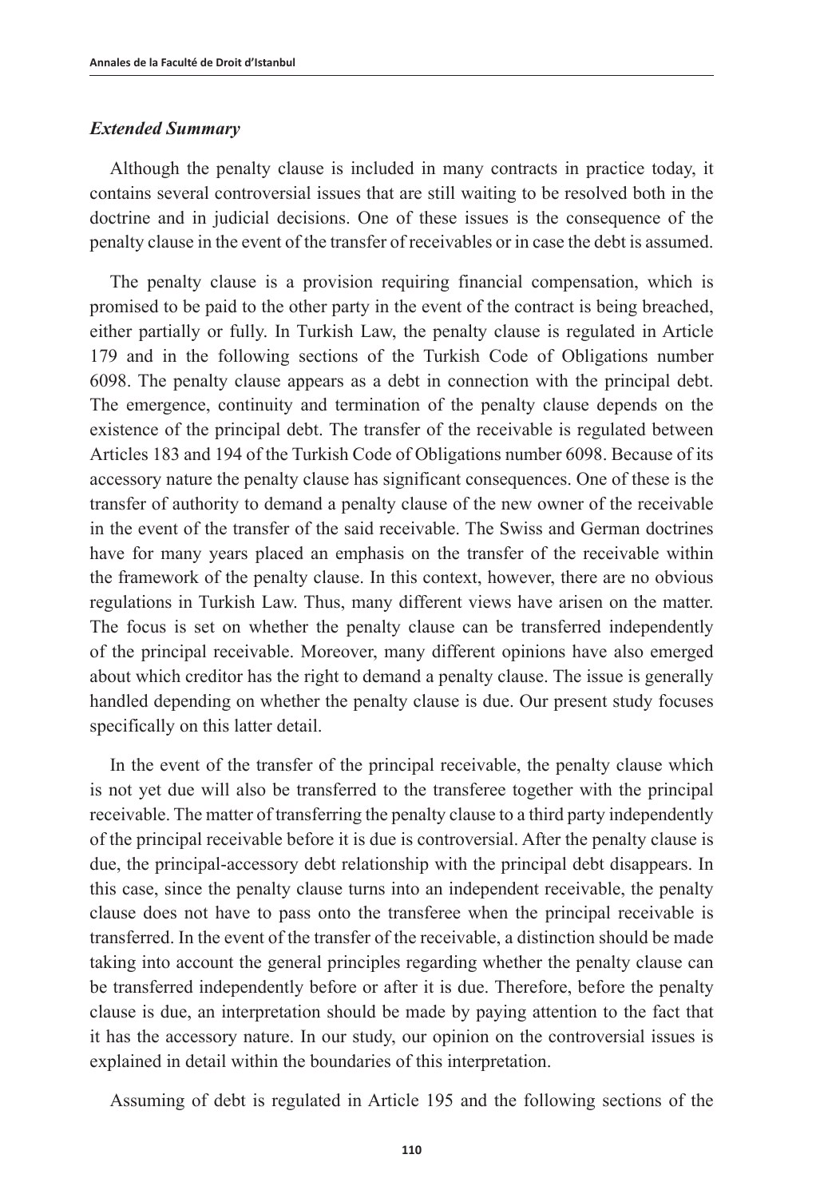### *Extended Summary*

Although the penalty clause is included in many contracts in practice today, it contains several controversial issues that are still waiting to be resolved both in the doctrine and in judicial decisions. One of these issues is the consequence of the penalty clause in the event of the transfer of receivables or in case the debt is assumed.

The penalty clause is a provision requiring financial compensation, which is promised to be paid to the other party in the event of the contract is being breached, either partially or fully. In Turkish Law, the penalty clause is regulated in Article 179 and in the following sections of the Turkish Code of Obligations number 6098. The penalty clause appears as a debt in connection with the principal debt. The emergence, continuity and termination of the penalty clause depends on the existence of the principal debt. The transfer of the receivable is regulated between Articles 183 and 194 of the Turkish Code of Obligations number 6098. Because of its accessory nature the penalty clause has significant consequences. One of these is the transfer of authority to demand a penalty clause of the new owner of the receivable in the event of the transfer of the said receivable. The Swiss and German doctrines have for many years placed an emphasis on the transfer of the receivable within the framework of the penalty clause. In this context, however, there are no obvious regulations in Turkish Law. Thus, many different views have arisen on the matter. The focus is set on whether the penalty clause can be transferred independently of the principal receivable. Moreover, many different opinions have also emerged about which creditor has the right to demand a penalty clause. The issue is generally handled depending on whether the penalty clause is due. Our present study focuses specifically on this latter detail.

In the event of the transfer of the principal receivable, the penalty clause which is not yet due will also be transferred to the transferee together with the principal receivable. The matter of transferring the penalty clause to a third party independently of the principal receivable before it is due is controversial. After the penalty clause is due, the principal-accessory debt relationship with the principal debt disappears. In this case, since the penalty clause turns into an independent receivable, the penalty clause does not have to pass onto the transferee when the principal receivable is transferred. In the event of the transfer of the receivable, a distinction should be made taking into account the general principles regarding whether the penalty clause can be transferred independently before or after it is due. Therefore, before the penalty clause is due, an interpretation should be made by paying attention to the fact that it has the accessory nature. In our study, our opinion on the controversial issues is explained in detail within the boundaries of this interpretation.

Assuming of debt is regulated in Article 195 and the following sections of the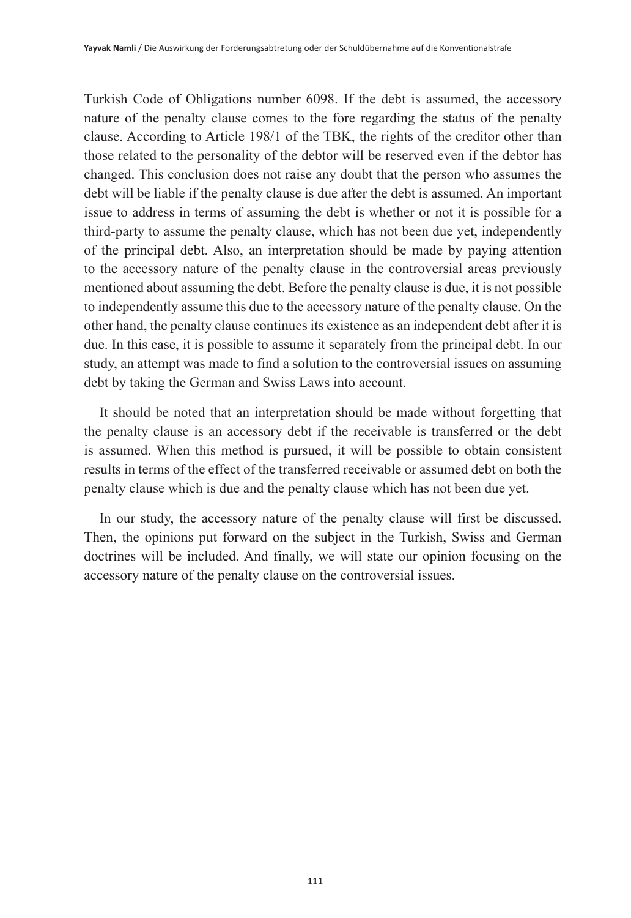Turkish Code of Obligations number 6098. If the debt is assumed, the accessory nature of the penalty clause comes to the fore regarding the status of the penalty clause. According to Article 198/1 of the TBK, the rights of the creditor other than those related to the personality of the debtor will be reserved even if the debtor has changed. This conclusion does not raise any doubt that the person who assumes the debt will be liable if the penalty clause is due after the debt is assumed. An important issue to address in terms of assuming the debt is whether or not it is possible for a third-party to assume the penalty clause, which has not been due yet, independently of the principal debt. Also, an interpretation should be made by paying attention to the accessory nature of the penalty clause in the controversial areas previously mentioned about assuming the debt. Before the penalty clause is due, it is not possible to independently assume this due to the accessory nature of the penalty clause. On the other hand, the penalty clause continues its existence as an independent debt after it is due. In this case, it is possible to assume it separately from the principal debt. In our study, an attempt was made to find a solution to the controversial issues on assuming debt by taking the German and Swiss Laws into account.

It should be noted that an interpretation should be made without forgetting that the penalty clause is an accessory debt if the receivable is transferred or the debt is assumed. When this method is pursued, it will be possible to obtain consistent results in terms of the effect of the transferred receivable or assumed debt on both the penalty clause which is due and the penalty clause which has not been due yet.

In our study, the accessory nature of the penalty clause will first be discussed. Then, the opinions put forward on the subject in the Turkish, Swiss and German doctrines will be included. And finally, we will state our opinion focusing on the accessory nature of the penalty clause on the controversial issues.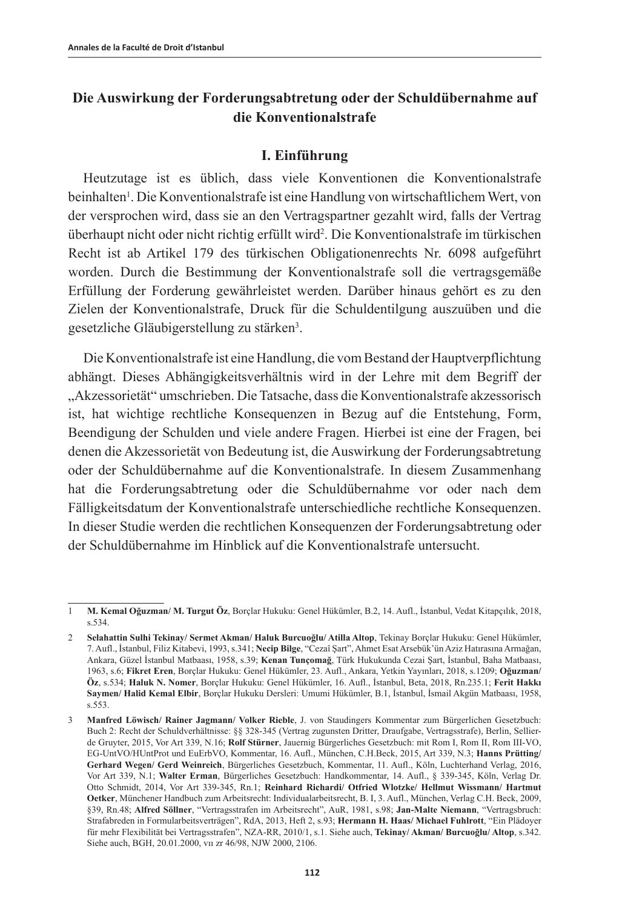## Die Auswirkung der Forderungsabtretung oder der Schuldübernahme auf die Konventionalstrafe

### I. Einführung

Heutzutage ist es üblich, dass viele Konventionen die Konventionalstrafe beinhalten[1]. Die Konventionalstrafe ist eine Handlung von wirtschaftlichem Wert, von der versprochen wird, dass sie an den Vertragspartner gezahlt wird, falls der Vertrag überhaupt nicht oder nicht richtig erfüllt wird[2]. Die Konventionalstrafe im türkischen Recht ist ab Artikel 179 des türkischen Obligationenrechts Nr. 6098 aufgeführt worden. Durch die Bestimmung der Konventionalstrafe soll die vertragsgemäße Erfüllung der Forderung gewährleistet werden. Darüber hinaus gehört es zu den Zielen der Konventionalstrafe, Druck für die Schuldentilgung auszuüben und die gesetzliche Gläubigerstellung zu stärken[3].

Die Konventionalstrafe ist eine Handlung, die vom Bestand der Hauptverpflichtung abhängt. Dieses Abhängigkeitsverhältnis wird in der Lehre mit dem Begriff der „Akzessorietät" umschrieben. Die Tatsache, dass die Konventionalstrafe akzessorisch ist, hat wichtige rechtliche Konsequenzen in Bezug auf die Entstehung, Form, Beendigung der Schulden und viele andere Fragen. Hierbei ist eine der Fragen, bei denen die Akzessorietät von Bedeutung ist, die Auswirkung der Forderungsabtretung oder der Schuldübernahme auf die Konventionalstrafe. In diesem Zusammenhang hat die Forderungsabtretung oder die Schuldübernahme vor oder nach dem Fälligkeitsdatum der Konventionalstrafe unterschiedliche rechtliche Konsequenzen. In dieser Studie werden die rechtlichen Konsequenzen der Forderungsabtretung oder der Schuldübernahme im Hinblick auf die Konventionalstrafe untersucht.

---

1 **M. Kemal Oğuzman/ M. Turgut Öz**, Borçlar Hukuku: Genel Hükümler, B.2, 14. Aufl., İstanbul, Vedat Kitapçılık, 2018, s.534.

2 **Selahattin Sulhi Tekinay/ Sermet Akman/ Haluk Burcuoğlu/ Atilla Altop**, Tekinay Borçlar Hukuku: Genel Hükümler, 7. Aufl., İstanbul, Filiz Kitabevi, 1993, s.341; **Necip Bilge**, "Cezaî Şart", Ahmet Esat Arsebük'ün Aziz Hatırasına Armağan, Ankara, Güzel İstanbul Matbaası, 1958, s.39; **Kenan Tunçomağ**, Türk Hukukunda Cezai Şart, İstanbul, Baha Matbaası, 1963, s.6; **Fikret Eren**, Borçlar Hukuku: Genel Hükümler, 23. Aufl., Ankara, Yetkin Yayınları, 2018, s.1209; **Oğuzman/ Öz**, s.534; **Haluk N. Nomer**, Borçlar Hukuku: Genel Hükümler, 16. Aufl., İstanbul, Beta, 2018, Rn.235.1; **Ferit Hakkı Saymen/ Halid Kemal Elbir**, Borçlar Hukuku Dersleri: Umumi Hükümler, B.1, İstanbul, İsmail Akgün Matbaası, 1958, s.553.

3 **Manfred Löwisch/ Rainer Jagmann/ Volker Rieble**, J. von Staudingers Kommentar zum Bürgerlichen Gesetzbuch: Buch 2: Recht der Schuldverhältnisse: §§ 328-345 (Vertrag zugunsten Dritter, Draufgabe, Vertragsstrafe), Berlin, Sellier-de Gruyter, 2015, Vor Art 339, N.16; **Rolf Stürner**, Jauernig Bürgerliches Gesetzbuch: mit Rom I, Rom II, Rom III-VO, EG-UntVO/HUntProt und EuErbVO, Kommentar, 16. Aufl., München, C.H.Beck, 2015, Art 339, N.3; **Hanns Prütting/ Gerhard Wegen/ Gerd Weinreich**, Bürgerliches Gesetzbuch, Kommentar, 11. Aufl., Köln, Luchterhand Verlag, 2016, Vor Art 339, N.1; **Walter Erman**, Bürgerliches Gesetzbuch: Handkommentar, 14. Aufl., § 339-345, Köln, Verlag Dr. Otto Schmidt, 2014, Vor Art 339-345, Rn.1; **Reinhard Richardi/ Otfried Wlotzke/ Hellmut Wissmann/ Hartmut Oetker**, Münchener Handbuch zum Arbeitsrecht: Individualarbeitsrecht, B. I, 3. Aufl., München, Verlag C.H. Beck, 2009, §39, Rn.48; **Alfred Söllner**, "Vertragsstrafen im Arbeitsrecht", AuR, 1981, s.98; **Jan-Malte Niemann**, "Vertragsbruch: Strafabreden in Formulararbeitsverträgen", RdA, 2013, Heft 2, s.93; **Hermann H. Haas/ Michael Fuhlrott**, "Ein Plädoyer für mehr Flexibilität bei Vertragsstrafen", NZA-RR, 2010/1, s.1. Siehe auch, **Tekinay/ Akman/ Burcuoğlu/ Altop**, s.342. Siehe auch, BGH, 20.01.2000, vıı zr 46/98, NJW 2000, 2106.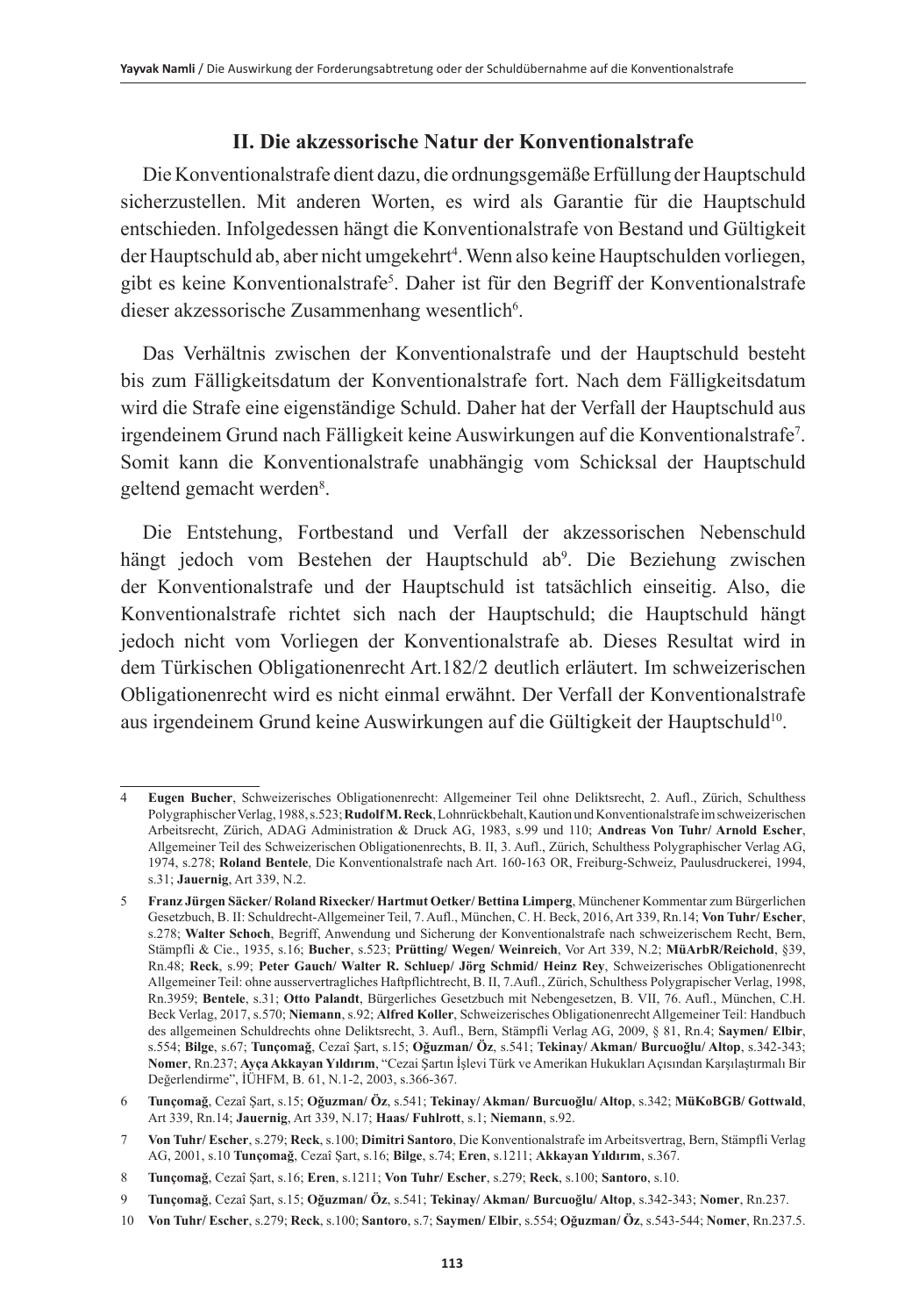## II. Die akzessorische Natur der Konventionalstrafe

Die Konventionalstrafe dient dazu, die ordnungsgemäße Erfüllung der Hauptschuld sicherzustellen. Mit anderen Worten, es wird als Garantie für die Hauptschuld entschieden. Infolgedessen hängt die Konventionalstrafe von Bestand und Gültigkeit der Hauptschuld ab, aber nicht umgekehrt[4]. Wenn also keine Hauptschulden vorliegen, gibt es keine Konventionalstrafe[5]. Daher ist für den Begriff der Konventionalstrafe dieser akzessorische Zusammenhang wesentlich[6].

Das Verhältnis zwischen der Konventionalstrafe und der Hauptschuld besteht bis zum Fälligkeitsdatum der Konventionalstrafe fort. Nach dem Fälligkeitsdatum wird die Strafe eine eigenständige Schuld. Daher hat der Verfall der Hauptschuld aus irgendeinem Grund nach Fälligkeit keine Auswirkungen auf die Konventionalstrafe[7]. Somit kann die Konventionalstrafe unabhängig vom Schicksal der Hauptschuld geltend gemacht werden[8].

Die Entstehung, Fortbestand und Verfall der akzessorischen Nebenschuld hängt jedoch vom Bestehen der Hauptschuld ab[9]. Die Beziehung zwischen der Konventionalstrafe und der Hauptschuld ist tatsächlich einseitig. Also, die Konventionalstrafe richtet sich nach der Hauptschuld; die Hauptschuld hängt jedoch nicht vom Vorliegen der Konventionalstrafe ab. Dieses Resultat wird in dem Türkischen Obligationenrecht Art.182/2 deutlich erläutert. Im schweizerischen Obligationenrecht wird es nicht einmal erwähnt. Der Verfall der Konventionalstrafe aus irgendeinem Grund keine Auswirkungen auf die Gültigkeit der Hauptschuld[10].

---

4 **Eugen Bucher**, Schweizerisches Obligationenrecht: Allgemeiner Teil ohne Deliktsrecht, 2. Aufl., Zürich, Schulthess Polygraphischer Verlag, 1988, s.523; **Rudolf M. Reck**, Lohnrückbehalt, Kaution und Konventionalstrafe im schweizerischen Arbeitsrecht, Zürich, ADAG Administration & Druck AG, 1983, s.99 und 110; **Andreas Von Tuhr/ Arnold Escher**, Allgemeiner Teil des Schweizerischen Obligationenrechts, B. II, 3. Aufl., Zürich, Schulthess Polygraphischer Verlag AG, 1974, s.278; **Roland Bentele**, Die Konventionalstrafe nach Art. 160-163 OR, Freiburg-Schweiz, Paulusdruckerei, 1994, s.31; **Jauernig**, Art 339, N.2.

5 **Franz Jürgen Säcker/ Roland Rixecker/ Hartmut Oetker/ Bettina Limperg**, Münchener Kommentar zum Bürgerlichen Gesetzbuch, B. II: Schuldrecht-Allgemeiner Teil, 7. Aufl., München, C. H. Beck, 2016, Art 339, Rn.14; **Von Tuhr/ Escher**, s.278; **Walter Schoch**, Begriff, Anwendung und Sicherung der Konventionalstrafe nach schweizerischem Recht, Bern, Stämpfli & Cie., 1935, s.16; **Bucher**, s.523; **Prütting/ Wegen/ Weinreich**, Vor Art 339, N.2; **MüArbR/Reichold**, §39, Rn.48; **Reck**, s.99; **Peter Gauch/ Walter R. Schluep/ Jörg Schmid/ Heinz Rey**, Schweizerisches Obligationenrecht Allgemeiner Teil: ohne ausservertragliches Haftpflichtrecht, B. II, 7.Aufl., Zürich, Schulthess Polygrapischer Verlag, 1998, Rn.3959; **Bentele**, s.31; **Otto Palandt**, Bürgerliches Gesetzbuch mit Nebengesetzen, B. VII, 76. Aufl., München, C.H. Beck Verlag, 2017, s.570; **Niemann**, s.92; **Alfred Koller**, Schweizerisches Obligationenrecht Allgemeiner Teil: Handbuch des allgemeinen Schuldrechts ohne Deliktsrecht, 3. Aufl., Bern, Stämpfli Verlag AG, 2009, § 81, Rn.4; **Saymen/ Elbir**, s.554; **Bilge**, s.67; **Tunçomağ**, Cezaî Şart, s.15; **Oğuzman/ Öz**, s.541; **Tekinay/ Akman/ Burcuoğlu/ Altop**, s.342-343; **Nomer**, Rn.237; **Ayça Akkayan Yıldırım**, "Cezai Şartın İşlevi Türk ve Amerikan Hukukları Açısından Karşılaştırmalı Bir Değerlendirme", İÜHFM, B. 61, N.1-2, 2003, s.366-367.

6 **Tunçomağ**, Cezaî Şart, s.15; **Oğuzman/ Öz**, s.541; **Tekinay/ Akman/ Burcuoğlu/ Altop**, s.342; **MüKoBGB/ Gottwald**, Art 339, Rn.14; **Jauernig**, Art 339, N.17; **Haas/ Fuhlrott**, s.1; **Niemann**, s.92.

7 **Von Tuhr/ Escher**, s.279; **Reck**, s.100; **Dimitri Santoro**, Die Konventionalstrafe im Arbeitsvertrag, Bern, Stämpfli Verlag AG, 2001, s.10 **Tunçomağ**, Cezaî Şart, s.16; **Bilge**, s.74; **Eren**, s.1211; **Akkayan Yıldırım**, s.367.

8 **Tunçomağ**, Cezaî Şart, s.16; **Eren**, s.1211; **Von Tuhr/ Escher**, s.279; **Reck**, s.100; **Santoro**, s.10.

9 **Tunçomağ**, Cezaî Şart, s.15; **Oğuzman/ Öz**, s.541; **Tekinay/ Akman/ Burcuoğlu/ Altop**, s.342-343; **Nomer**, Rn.237.

10 **Von Tuhr/ Escher**, s.279; **Reck**, s.100; **Santoro**, s.7; **Saymen/ Elbir**, s.554; **Oğuzman/ Öz**, s.543-544; **Nomer**, Rn.237.5.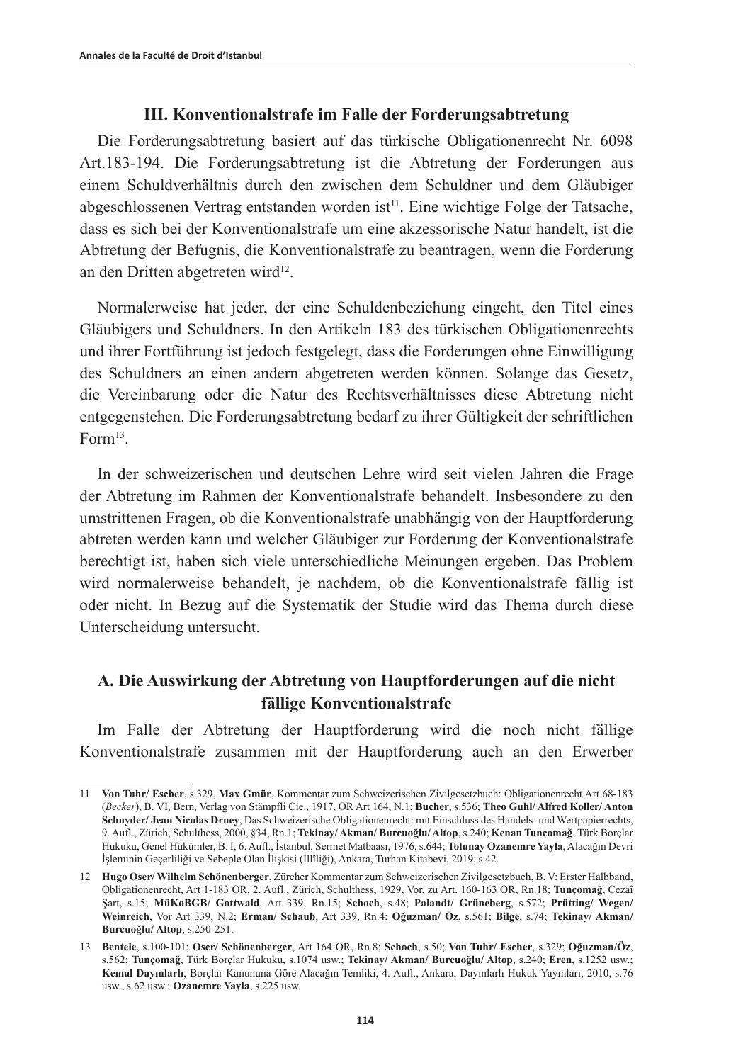### III. Konventionalstrafe im Falle der Forderungsabtretung

Die Forderungsabtretung basiert auf das türkische Obligationenrecht Nr. 6098 Art.183-194. Die Forderungsabtretung ist die Abtretung der Forderungen aus einem Schuldverhältnis durch den zwischen dem Schuldner und dem Gläubiger abgeschlossenen Vertrag entstanden worden ist[11]. Eine wichtige Folge der Tatsache, dass es sich bei der Konventionalstrafe um eine akzessorische Natur handelt, ist die Abtretung der Befugnis, die Konventionalstrafe zu beantragen, wenn die Forderung an den Dritten abgetreten wird[12].

Normalerweise hat jeder, der eine Schuldenbeziehung eingeht, den Titel eines Gläubigers und Schuldners. In den Artikeln 183 des türkischen Obligationenrechts und ihrer Fortführung ist jedoch festgelegt, dass die Forderungen ohne Einwilligung des Schuldners an einen andern abgetreten werden können. Solange das Gesetz, die Vereinbarung oder die Natur des Rechtsverhältnisses diese Abtretung nicht entgegenstehen. Die Forderungsabtretung bedarf zu ihrer Gültigkeit der schriftlichen Form[13].

In der schweizerischen und deutschen Lehre wird seit vielen Jahren die Frage der Abtretung im Rahmen der Konventionalstrafe behandelt. Insbesondere zu den umstrittenen Fragen, ob die Konventionalstrafe unabhängig von der Hauptforderung abtreten werden kann und welcher Gläubiger zur Forderung der Konventionalstrafe berechtigt ist, haben sich viele unterschiedliche Meinungen ergeben. Das Problem wird normalerweise behandelt, je nachdem, ob die Konventionalstrafe fällig ist oder nicht. In Bezug auf die Systematik der Studie wird das Thema durch diese Unterscheidung untersucht.

#### A. Die Auswirkung der Abtretung von Hauptforderungen auf die nicht fällige Konventionalstrafe

Im Falle der Abtretung der Hauptforderung wird die noch nicht fällige Konventionalstrafe zusammen mit der Hauptforderung auch an den Erwerber

---

11 **Von Tuhr/ Escher**, s.329, **Max Gmür**, Kommentar zum Schweizerischen Zivilgesetzbuch: Obligationenrecht Art 68-183 (*Becker*), B. VI, Bern, Verlag von Stämpfli Cie., 1917, OR Art 164, N.1; **Bucher**, s.536; **Theo Guhl/ Alfred Koller/ Anton Schnyder/ Jean Nicolas Druey**, Das Schweizerische Obligationenrecht: mit Einschluss des Handels- und Wertpapierrechts, 9. Aufl., Zürich, Schulthess, 2000, §34, Rn.1; **Tekinay/ Akman/ Burcuoğlu/ Altop**, s.240; **Kenan Tunçomağ**, Türk Borçlar Hukuku, Genel Hükümler, B. I, 6. Aufl., İstanbul, Sermet Matbaası, 1976, s.644; **Tolunay Ozanemre Yayla**, Alacağın Devri İşleminin Geçerliliği ve Sebeple Olan İlişkisi (İllîliği), Ankara, Turhan Kitabevi, 2019, s.42.

12 **Hugo Oser/ Wilhelm Schönenberger**, Zürcher Kommentar zum Schweizerischen Zivilgesetzbuch, B. V: Erster Halbband, Obligationenrecht, Art 1-183 OR, 2. Aufl., Zürich, Schulthess, 1929, Vor. zu Art. 160-163 OR, Rn.18; **Tunçomağ**, Cezaî Şart, s.15; **MüKoBGB/ Gottwald**, Art 339, Rn.15; **Schoch**, s.48; **Palandt/ Grüneberg**, s.572; **Prütting/ Wegen/ Weinreich**, Vor Art 339, N.2; **Erman/ Schaub**, Art 339, Rn.4; **Oğuzman/ Öz**, s.561; **Bilge**, s.74; **Tekinay/ Akman/ Burcuoğlu/ Altop**, s.250-251.

13 **Bentele**, s.100-101; **Oser/ Schönenberger**, Art 164 OR, Rn.8; **Schoch**, s.50; **Von Tuhr/ Escher**, s.329; **Oğuzman/Öz**, s.562; **Tunçomağ**, Türk Borçlar Hukuku, s.1074 usw.; **Tekinay/ Akman/ Burcuoğlu/ Altop**, s.240; **Eren**, s.1252 usw.; **Kemal Dayınlarlı**, Borçlar Kanununa Göre Alacağın Temliki, 4. Aufl., Ankara, Dayınlarlı Hukuk Yayınları, 2010, s.76 usw., s.62 usw.; **Ozanemre Yayla**, s.225 usw.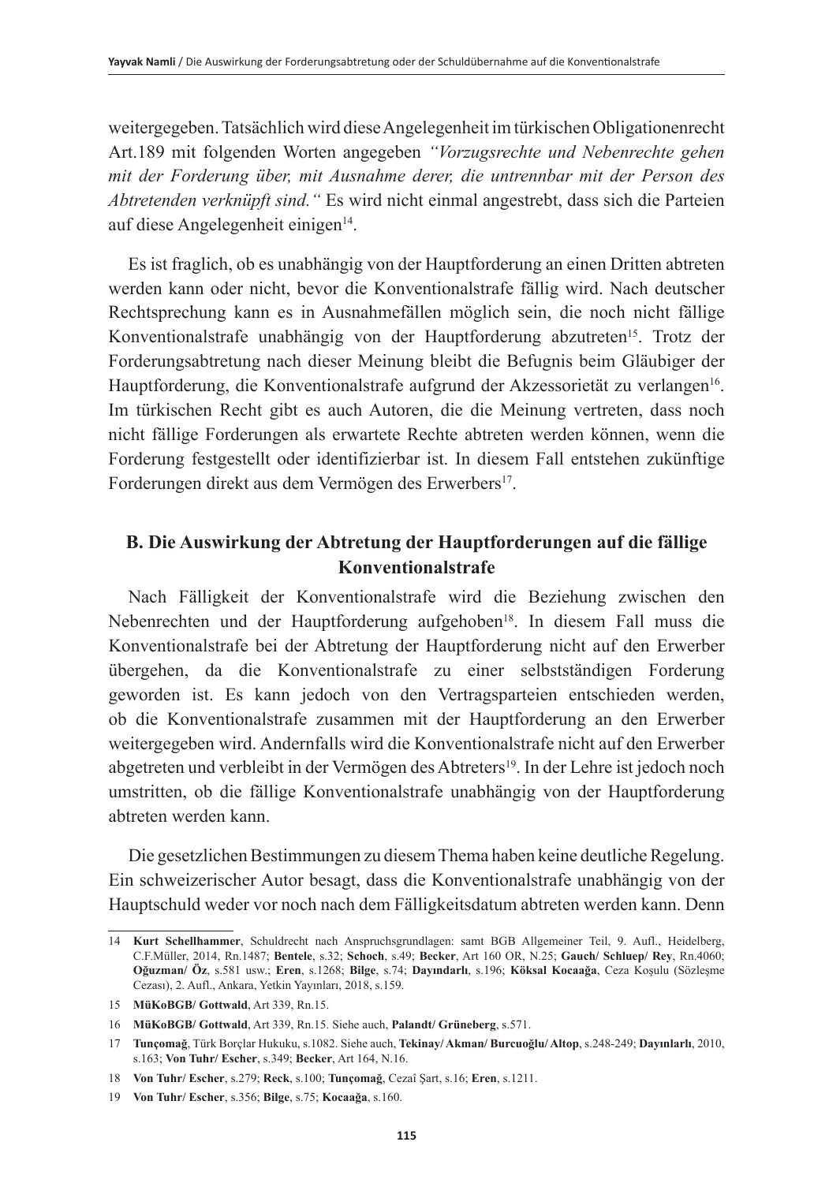weitergegeben. Tatsächlich wird diese Angelegenheit im türkischen Obligationenrecht Art.189 mit folgenden Worten angegeben *"Vorzugsrechte und Nebenrechte gehen mit der Forderung über, mit Ausnahme derer, die untrennbar mit der Person des Abtretenden verknüpft sind."* Es wird nicht einmal angestrebt, dass sich die Parteien auf diese Angelegenheit einigen[14].

Es ist fraglich, ob es unabhängig von der Hauptforderung an einen Dritten abtreten werden kann oder nicht, bevor die Konventionalstrafe fällig wird. Nach deutscher Rechtsprechung kann es in Ausnahmefällen möglich sein, die noch nicht fällige Konventionalstrafe unabhängig von der Hauptforderung abzutreten[15]. Trotz der Forderungsabtretung nach dieser Meinung bleibt die Befugnis beim Gläubiger der Hauptforderung, die Konventionalstrafe aufgrund der Akzessorietät zu verlangen[16]. Im türkischen Recht gibt es auch Autoren, die die Meinung vertreten, dass noch nicht fällige Forderungen als erwartete Rechte abtreten werden können, wenn die Forderung festgestellt oder identifizierbar ist. In diesem Fall entstehen zukünftige Forderungen direkt aus dem Vermögen des Erwerbers[17].

## B. Die Auswirkung der Abtretung der Hauptforderungen auf die fällige Konventionalstrafe

Nach Fälligkeit der Konventionalstrafe wird die Beziehung zwischen den Nebenrechten und der Hauptforderung aufgehoben[18]. In diesem Fall muss die Konventionalstrafe bei der Abtretung der Hauptforderung nicht auf den Erwerber übergehen, da die Konventionalstrafe zu einer selbstständigen Forderung geworden ist. Es kann jedoch von den Vertragsparteien entschieden werden, ob die Konventionalstrafe zusammen mit der Hauptforderung an den Erwerber weitergegeben wird. Andernfalls wird die Konventionalstrafe nicht auf den Erwerber abgetreten und verbleibt in der Vermögen des Abtreters[19]. In der Lehre ist jedoch noch umstritten, ob die fällige Konventionalstrafe unabhängig von der Hauptforderung abtreten werden kann.

Die gesetzlichen Bestimmungen zu diesem Thema haben keine deutliche Regelung. Ein schweizerischer Autor besagt, dass die Konventionalstrafe unabhängig von der Hauptschuld weder vor noch nach dem Fälligkeitsdatum abtreten werden kann. Denn

---

14 **Kurt Schellhammer**, Schuldrecht nach Anspruchsgrundlagen: samt BGB Allgemeiner Teil, 9. Aufl., Heidelberg, C.F.Müller, 2014, Rn.1487; **Bentele**, s.32; **Schoch**, s.49; **Becker**, Art 160 OR, N.25; **Gauch/ Schluep/ Rey**, Rn.4060; **Oğuzman/ Öz**, s.581 usw.; **Eren**, s.1268; **Bilge**, s.74; **Dayındarlı**, s.196; **Köksal Kocaağa**, Ceza Koşulu (Sözleşme Cezası), 2. Aufl., Ankara, Yetkin Yayınları, 2018, s.159.

15 **MüKoBGB/ Gottwald**, Art 339, Rn.15.

16 **MüKoBGB/ Gottwald**, Art 339, Rn.15. Siehe auch, **Palandt/ Grüneberg**, s.571.

17 **Tunçomağ**, Türk Borçlar Hukuku, s.1082. Siehe auch, **Tekinay/ Akman/ Burcuoğlu/ Altop**, s.248-249; **Dayınlarlı**, 2010, s.163; **Von Tuhr/ Escher**, s.349; **Becker**, Art 164, N.16.

18 **Von Tuhr/ Escher**, s.279; **Reck**, s.100; **Tunçomağ**, Cezaî Şart, s.16; **Eren**, s.1211.

19 **Von Tuhr/ Escher**, s.356; **Bilge**, s.75; **Kocaağa**, s.160.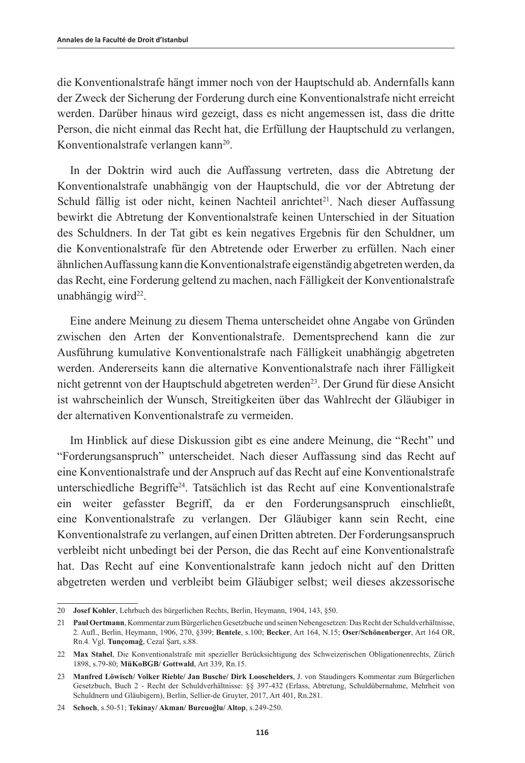die Konventionalstrafe hängt immer noch von der Hauptschuld ab. Andernfalls kann der Zweck der Sicherung der Forderung durch eine Konventionalstrafe nicht erreicht werden. Darüber hinaus wird gezeigt, dass es nicht angemessen ist, dass die dritte Person, die nicht einmal das Recht hat, die Erfüllung der Hauptschuld zu verlangen, Konventionalstrafe verlangen kann[20].

In der Doktrin wird auch die Auffassung vertreten, dass die Abtretung der Konventionalstrafe unabhängig von der Hauptschuld, die vor der Abtretung der Schuld fällig ist oder nicht, keinen Nachteil anrichtet[21]. Nach dieser Auffassung bewirkt die Abtretung der Konventionalstrafe keinen Unterschied in der Situation des Schuldners. In der Tat gibt es kein negatives Ergebnis für den Schuldner, um die Konventionalstrafe für den Abtretende oder Erwerber zu erfüllen. Nach einer ähnlichen Auffassung kann die Konventionalstrafe eigenständig abgetreten werden, da das Recht, eine Forderung geltend zu machen, nach Fälligkeit der Konventionalstrafe unabhängig wird[22].

Eine andere Meinung zu diesem Thema unterscheidet ohne Angabe von Gründen zwischen den Arten der Konventionalstrafe. Dementsprechend kann die zur Ausführung kumulative Konventionalstrafe nach Fälligkeit unabhängig abgetreten werden. Andererseits kann die alternative Konventionalstrafe nach ihrer Fälligkeit nicht getrennt von der Hauptschuld abgetreten werden[23]. Der Grund für diese Ansicht ist wahrscheinlich der Wunsch, Streitigkeiten über das Wahlrecht der Gläubiger in der alternativen Konventionalstrafe zu vermeiden.

Im Hinblick auf diese Diskussion gibt es eine andere Meinung, die "Recht" und "Forderungsanspruch" unterscheidet. Nach dieser Auffassung sind das Recht auf eine Konventionalstrafe und der Anspruch auf das Recht auf eine Konventionalstrafe unterschiedliche Begriffe[24]. Tatsächlich ist das Recht auf eine Konventionalstrafe ein weiter gefasster Begriff, da er den Forderungsanspruch einschließt, eine Konventionalstrafe zu verlangen. Der Gläubiger kann sein Recht, eine Konventionalstrafe zu verlangen, auf einen Dritten abtreten. Der Forderungsanspruch verbleibt nicht unbedingt bei der Person, die das Recht auf eine Konventionalstrafe hat. Das Recht auf eine Konventionalstrafe kann jedoch nicht auf den Dritten abgetreten werden und verbleibt beim Gläubiger selbst; weil dieses akzessorische

---

20 **Josef Kohler**, Lehrbuch des bürgerlichen Rechts, Berlin, Heymann, 1904, 143, §50.

21 **Paul Oertmann**, Kommentar zum Bürgerlichen Gesetzbuche und seinen Nebengesetzen: Das Recht der Schuldverhältnisse, 2. Aufl., Berlin, Heymann, 1906, 270, §399; **Bentele**, s.100; **Becker**, Art 164, N.15; **Oser/Schönenberger**, Art 164 OR, Rn.4. Vgl. **Tunçomağ**, Cezaî Şart, s.88.

22 **Max Stahel**, Die Konventionalstrafe mit spezieller Berücksichtigung des Schweizerischen Obligationenrechts, Zürich 1898, s.79-80; **MüKoBGB/ Gottwald**, Art 339, Rn.15.

23 **Manfred Löwisch/ Volker Rieble/ Jan Busche/ Dirk Looschelders**, J. von Staudingers Kommentar zum Bürgerlichen Gesetzbuch, Buch 2 - Recht der Schuldverhältnisse: §§ 397-432 (Erlass, Abtretung, Schuldübernahme, Mehrheit von Schuldnern und Gläubigern), Berlin, Sellier-de Gruyter, 2017, Art 401, Rn.281.

24 **Schoch**, s.50-51; **Tekinay/ Akman/ Burcuoğlu/ Altop**, s.249-250.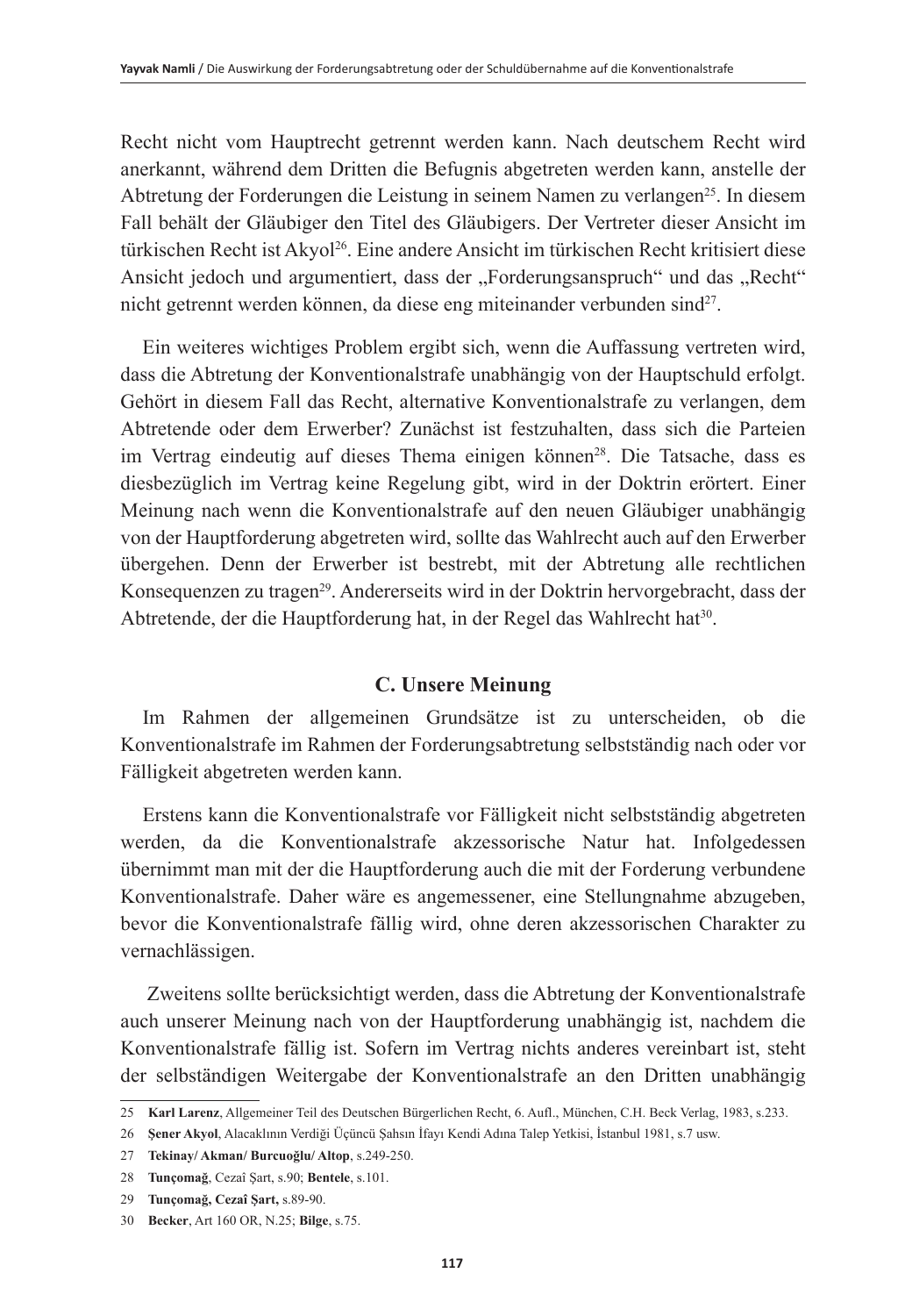Recht nicht vom Hauptrecht getrennt werden kann. Nach deutschem Recht wird anerkannt, während dem Dritten die Befugnis abgetreten werden kann, anstelle der Abtretung der Forderungen die Leistung in seinem Namen zu verlangen[25]. In diesem Fall behält der Gläubiger den Titel des Gläubigers. Der Vertreter dieser Ansicht im türkischen Recht ist Akyol[26]. Eine andere Ansicht im türkischen Recht kritisiert diese Ansicht jedoch und argumentiert, dass der „Forderungsanspruch" und das „Recht" nicht getrennt werden können, da diese eng miteinander verbunden sind[27].

Ein weiteres wichtiges Problem ergibt sich, wenn die Auffassung vertreten wird, dass die Abtretung der Konventionalstrafe unabhängig von der Hauptschuld erfolgt. Gehört in diesem Fall das Recht, alternative Konventionalstrafe zu verlangen, dem Abtretende oder dem Erwerber? Zunächst ist festzuhalten, dass sich die Parteien im Vertrag eindeutig auf dieses Thema einigen können[28]. Die Tatsache, dass es diesbezüglich im Vertrag keine Regelung gibt, wird in der Doktrin erörtert. Einer Meinung nach wenn die Konventionalstrafe auf den neuen Gläubiger unabhängig von der Hauptforderung abgetreten wird, sollte das Wahlrecht auch auf den Erwerber übergehen. Denn der Erwerber ist bestrebt, mit der Abtretung alle rechtlichen Konsequenzen zu tragen[29]. Andererseits wird in der Doktrin hervorgebracht, dass der Abtretende, der die Hauptforderung hat, in der Regel das Wahlrecht hat[30].

## C. Unsere Meinung

Im Rahmen der allgemeinen Grundsätze ist zu unterscheiden, ob die Konventionalstrafe im Rahmen der Forderungsabtretung selbstständig nach oder vor Fälligkeit abgetreten werden kann.

Erstens kann die Konventionalstrafe vor Fälligkeit nicht selbstständig abgetreten werden, da die Konventionalstrafe akzessorische Natur hat. Infolgedessen übernimmt man mit der die Hauptforderung auch die mit der Forderung verbundene Konventionalstrafe. Daher wäre es angemessener, eine Stellungnahme abzugeben, bevor die Konventionalstrafe fällig wird, ohne deren akzessorischen Charakter zu vernachlässigen.

Zweitens sollte berücksichtigt werden, dass die Abtretung der Konventionalstrafe auch unserer Meinung nach von der Hauptforderung unabhängig ist, nachdem die Konventionalstrafe fällig ist. Sofern im Vertrag nichts anderes vereinbart ist, steht der selbständigen Weitergabe der Konventionalstrafe an den Dritten unabhängig

---

25 **Karl Larenz**, Allgemeiner Teil des Deutschen Bürgerlichen Recht, 6. Aufl., München, C.H. Beck Verlag, 1983, s.233.

26 **Şener Akyol**, Alacaklının Verdiği Üçüncü Şahsın İfayı Kendi Adına Talep Yetkisi, İstanbul 1981, s.7 usw.

27 **Tekinay/ Akman/ Burcuoğlu/ Altop**, s.249-250.

28 **Tunçomağ**, Cezaî Şart, s.90; **Bentele**, s.101.

29 **Tunçomağ, Cezaî Şart,** s.89-90.

30 **Becker**, Art 160 OR, N.25; **Bilge**, s.75.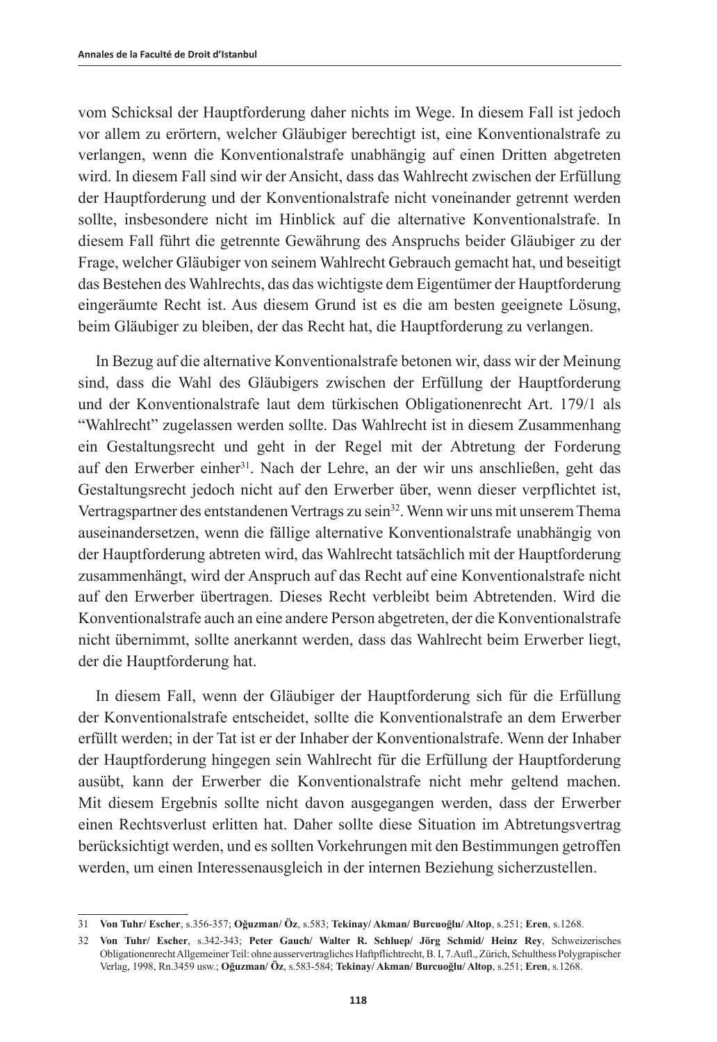vom Schicksal der Hauptforderung daher nichts im Wege. In diesem Fall ist jedoch vor allem zu erörtern, welcher Gläubiger berechtigt ist, eine Konventionalstrafe zu verlangen, wenn die Konventionalstrafe unabhängig auf einen Dritten abgetreten wird. In diesem Fall sind wir der Ansicht, dass das Wahlrecht zwischen der Erfüllung der Hauptforderung und der Konventionalstrafe nicht voneinander getrennt werden sollte, insbesondere nicht im Hinblick auf die alternative Konventionalstrafe. In diesem Fall führt die getrennte Gewährung des Anspruchs beider Gläubiger zu der Frage, welcher Gläubiger von seinem Wahlrecht Gebrauch gemacht hat, und beseitigt das Bestehen des Wahlrechts, das das wichtigste dem Eigentümer der Hauptforderung eingeräumte Recht ist. Aus diesem Grund ist es die am besten geeignete Lösung, beim Gläubiger zu bleiben, der das Recht hat, die Hauptforderung zu verlangen.

In Bezug auf die alternative Konventionalstrafe betonen wir, dass wir der Meinung sind, dass die Wahl des Gläubigers zwischen der Erfüllung der Hauptforderung und der Konventionalstrafe laut dem türkischen Obligationenrecht Art. 179/1 als "Wahlrecht" zugelassen werden sollte. Das Wahlrecht ist in diesem Zusammenhang ein Gestaltungsrecht und geht in der Regel mit der Abtretung der Forderung auf den Erwerber einher[31]. Nach der Lehre, an der wir uns anschließen, geht das Gestaltungsrecht jedoch nicht auf den Erwerber über, wenn dieser verpflichtet ist, Vertragspartner des entstandenen Vertrags zu sein[32]. Wenn wir uns mit unserem Thema auseinandersetzen, wenn die fällige alternative Konventionalstrafe unabhängig von der Hauptforderung abtreten wird, das Wahlrecht tatsächlich mit der Hauptforderung zusammenhängt, wird der Anspruch auf das Recht auf eine Konventionalstrafe nicht auf den Erwerber übertragen. Dieses Recht verbleibt beim Abtretenden. Wird die Konventionalstrafe auch an eine andere Person abgetreten, der die Konventionalstrafe nicht übernimmt, sollte anerkannt werden, dass das Wahlrecht beim Erwerber liegt, der die Hauptforderung hat.

In diesem Fall, wenn der Gläubiger der Hauptforderung sich für die Erfüllung der Konventionalstrafe entscheidet, sollte die Konventionalstrafe an dem Erwerber erfüllt werden; in der Tat ist er der Inhaber der Konventionalstrafe. Wenn der Inhaber der Hauptforderung hingegen sein Wahlrecht für die Erfüllung der Hauptforderung ausübt, kann der Erwerber die Konventionalstrafe nicht mehr geltend machen. Mit diesem Ergebnis sollte nicht davon ausgegangen werden, dass der Erwerber einen Rechtsverlust erlitten hat. Daher sollte diese Situation im Abtretungsvertrag berücksichtigt werden, und es sollten Vorkehrungen mit den Bestimmungen getroffen werden, um einen Interessenausgleich in der internen Beziehung sicherzustellen.

---

31 **Von Tuhr/ Escher**, s.356-357; **Oğuzman/ Öz**, s.583; **Tekinay/ Akman/ Burcuoğlu/ Altop**, s.251; **Eren**, s.1268.

32 **Von Tuhr/ Escher**, s.342-343; **Peter Gauch/ Walter R. Schluep/ Jörg Schmid/ Heinz Rey**, Schweizerisches Obligationenrecht Allgemeiner Teil: ohne ausservertragliches Haftpflichtrecht, B. I, 7.Aufl., Zürich, Schulthess Polygrapischer Verlag, 1998, Rn.3459 usw.; **Oğuzman/ Öz**, s.583-584; **Tekinay/ Akman/ Burcuoğlu/ Altop**, s.251; **Eren**, s.1268.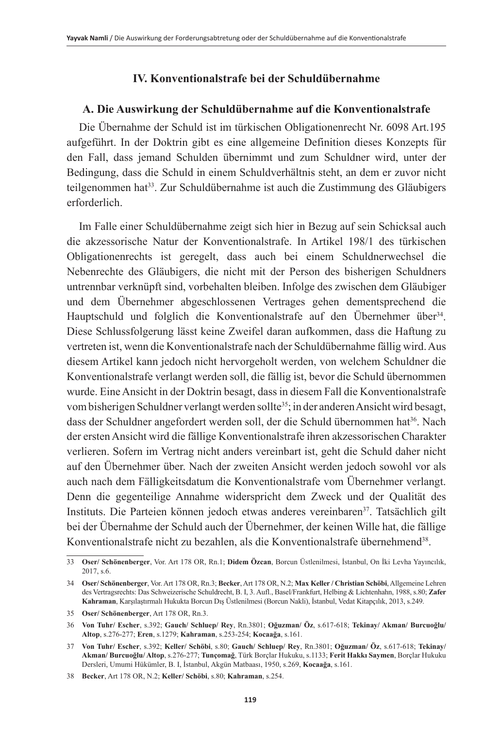## IV. Konventionalstrafe bei der Schuldübernahme

### A. Die Auswirkung der Schuldübernahme auf die Konventionalstrafe

Die Übernahme der Schuld ist im türkischen Obligationenrecht Nr. 6098 Art.195 aufgeführt. In der Doktrin gibt es eine allgemeine Definition dieses Konzepts für den Fall, dass jemand Schulden übernimmt und zum Schuldner wird, unter der Bedingung, dass die Schuld in einem Schuldverhältnis steht, an dem er zuvor nicht teilgenommen hat[33]. Zur Schuldübernahme ist auch die Zustimmung des Gläubigers erforderlich.

Im Falle einer Schuldübernahme zeigt sich hier in Bezug auf sein Schicksal auch die akzessorische Natur der Konventionalstrafe. In Artikel 198/1 des türkischen Obligationenrechts ist geregelt, dass auch bei einem Schuldnerwechsel die Nebenrechte des Gläubigers, die nicht mit der Person des bisherigen Schuldners untrennbar verknüpft sind, vorbehalten bleiben. Infolge des zwischen dem Gläubiger und dem Übernehmer abgeschlossenen Vertrages gehen dementsprechend die Hauptschuld und folglich die Konventionalstrafe auf den Übernehmer über[34]. Diese Schlussfolgerung lässt keine Zweifel daran aufkommen, dass die Haftung zu vertreten ist, wenn die Konventionalstrafe nach der Schuldübernahme fällig wird. Aus diesem Artikel kann jedoch nicht hervorgeholt werden, von welchem Schuldner die Konventionalstrafe verlangt werden soll, die fällig ist, bevor die Schuld übernommen wurde. Eine Ansicht in der Doktrin besagt, dass in diesem Fall die Konventionalstrafe vom bisherigen Schuldner verlangt werden sollte[35]; in der anderen Ansicht wird besagt, dass der Schuldner angefordert werden soll, der die Schuld übernommen hat[36]. Nach der ersten Ansicht wird die fällige Konventionalstrafe ihren akzessorischen Charakter verlieren. Sofern im Vertrag nicht anders vereinbart ist, geht die Schuld daher nicht auf den Übernehmer über. Nach der zweiten Ansicht werden jedoch sowohl vor als auch nach dem Fälligkeitsdatum die Konventionalstrafe vom Übernehmer verlangt. Denn die gegenteilige Annahme widerspricht dem Zweck und der Qualität des Instituts. Die Parteien können jedoch etwas anderes vereinbaren[37]. Tatsächlich gilt bei der Übernahme der Schuld auch der Übernehmer, der keinen Wille hat, die fällige Konventionalstrafe nicht zu bezahlen, als die Konventionalstrafe übernehmend[38].

---

33 **Oser/ Schönenberger**, Vor. Art 178 OR, Rn.1; **Didem Özcan**, Borcun Üstlenilmesi, İstanbul, On İki Levha Yayıncılık, 2017, s.6.

34 **Oser/ Schönenberger**, Vor. Art 178 OR, Rn.3; **Becker**, Art 178 OR, N.2; **Max Keller / Christian Schöbi**, Allgemeine Lehren des Vertragsrechts: Das Schweizerische Schuldrecht, B. I, 3. Aufl., Basel/Frankfurt, Helbing & Lichtenhahn, 1988, s.80; **Zafer Kahraman**, Karşılaştırmalı Hukukta Borcun Dış Üstlenilmesi (Borcun Nakli), İstanbul, Vedat Kitapçılık, 2013, s.249.

35 **Oser/ Schönenberger**, Art 178 OR, Rn.3.

36 **Von Tuhr/ Escher**, s.392; **Gauch/ Schluep/ Rey**, Rn.3801; **Oğuzman/ Öz**, s.617-618; **Tekinay/ Akman/ Burcuoğlu/ Altop**, s.276-277; **Eren**, s.1279; **Kahraman**, s.253-254; **Kocaağa**, s.161.

37 **Von Tuhr/ Escher**, s.392; **Keller/ Schöbi**, s.80; **Gauch/ Schluep/ Rey**, Rn.3801; **Oğuzman/ Öz**, s.617-618; **Tekinay/ Akman/ Burcuoğlu/ Altop**, s.276-277; **Tunçomağ**, Türk Borçlar Hukuku, s.1133; **Ferit Hakkı Saymen**, Borçlar Hukuku Dersleri, Umumi Hükümler, B. I, İstanbul, Akgün Matbaası, 1950, s.269, **Kocaağa**, s.161.

38 **Becker**, Art 178 OR, N.2; **Keller/ Schöbi**, s.80; **Kahraman**, s.254.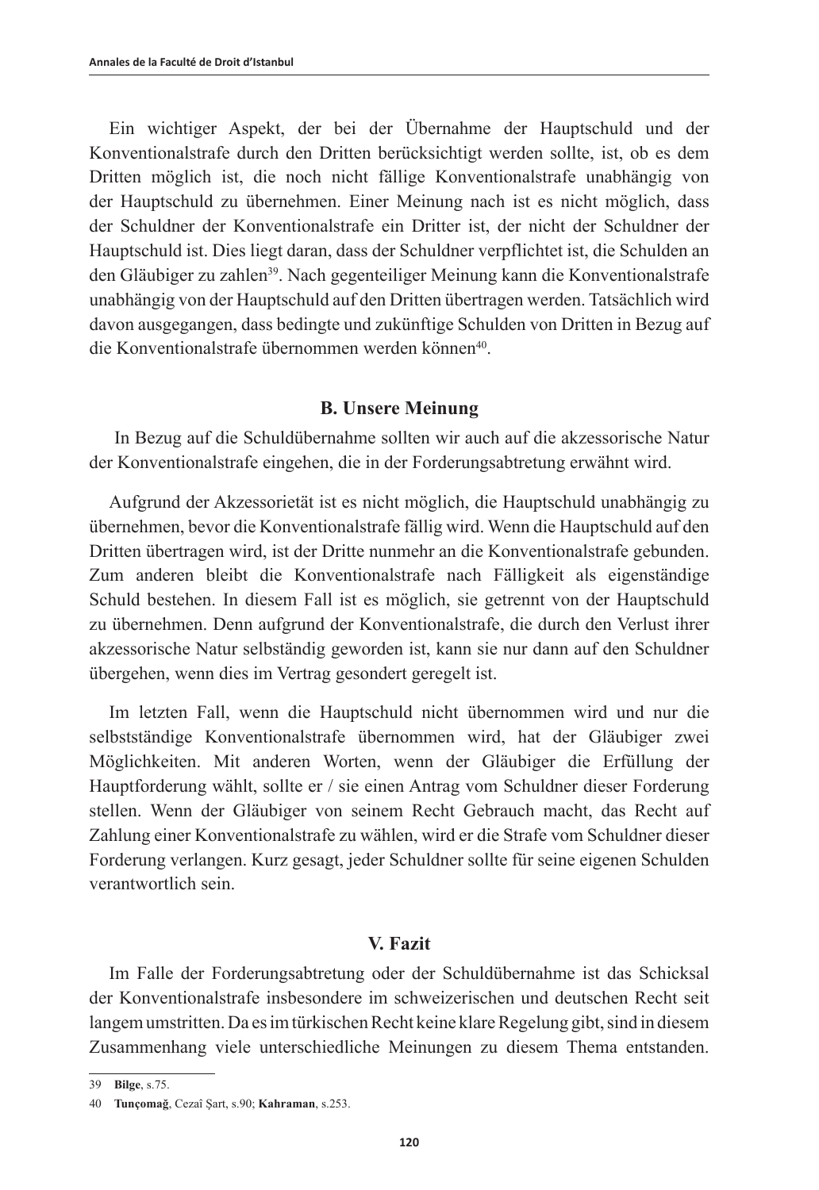Ein wichtiger Aspekt, der bei der Übernahme der Hauptschuld und der Konventionalstrafe durch den Dritten berücksichtigt werden sollte, ist, ob es dem Dritten möglich ist, die noch nicht fällige Konventionalstrafe unabhängig von der Hauptschuld zu übernehmen. Einer Meinung nach ist es nicht möglich, dass der Schuldner der Konventionalstrafe ein Dritter ist, der nicht der Schuldner der Hauptschuld ist. Dies liegt daran, dass der Schuldner verpflichtet ist, die Schulden an den Gläubiger zu zahlen[39]. Nach gegenteiliger Meinung kann die Konventionalstrafe unabhängig von der Hauptschuld auf den Dritten übertragen werden. Tatsächlich wird davon ausgegangen, dass bedingte und zukünftige Schulden von Dritten in Bezug auf die Konventionalstrafe übernommen werden können[40].

### B. Unsere Meinung

In Bezug auf die Schuldübernahme sollten wir auch auf die akzessorische Natur der Konventionalstrafe eingehen, die in der Forderungsabtretung erwähnt wird.

Aufgrund der Akzessorietät ist es nicht möglich, die Hauptschuld unabhängig zu übernehmen, bevor die Konventionalstrafe fällig wird. Wenn die Hauptschuld auf den Dritten übertragen wird, ist der Dritte nunmehr an die Konventionalstrafe gebunden. Zum anderen bleibt die Konventionalstrafe nach Fälligkeit als eigenständige Schuld bestehen. In diesem Fall ist es möglich, sie getrennt von der Hauptschuld zu übernehmen. Denn aufgrund der Konventionalstrafe, die durch den Verlust ihrer akzessorische Natur selbständig geworden ist, kann sie nur dann auf den Schuldner übergehen, wenn dies im Vertrag gesondert geregelt ist.

Im letzten Fall, wenn die Hauptschuld nicht übernommen wird und nur die selbstständige Konventionalstrafe übernommen wird, hat der Gläubiger zwei Möglichkeiten. Mit anderen Worten, wenn der Gläubiger die Erfüllung der Hauptforderung wählt, sollte er / sie einen Antrag vom Schuldner dieser Forderung stellen. Wenn der Gläubiger von seinem Recht Gebrauch macht, das Recht auf Zahlung einer Konventionalstrafe zu wählen, wird er die Strafe vom Schuldner dieser Forderung verlangen. Kurz gesagt, jeder Schuldner sollte für seine eigenen Schulden verantwortlich sein.

## V. Fazit

Im Falle der Forderungsabtretung oder der Schuldübernahme ist das Schicksal der Konventionalstrafe insbesondere im schweizerischen und deutschen Recht seit langem umstritten. Da es im türkischen Recht keine klare Regelung gibt, sind in diesem Zusammenhang viele unterschiedliche Meinungen zu diesem Thema entstanden.

---

39 **Bilge**, s.75.

40 **Tunçomağ**, Cezaî Şart, s.90; **Kahraman**, s.253.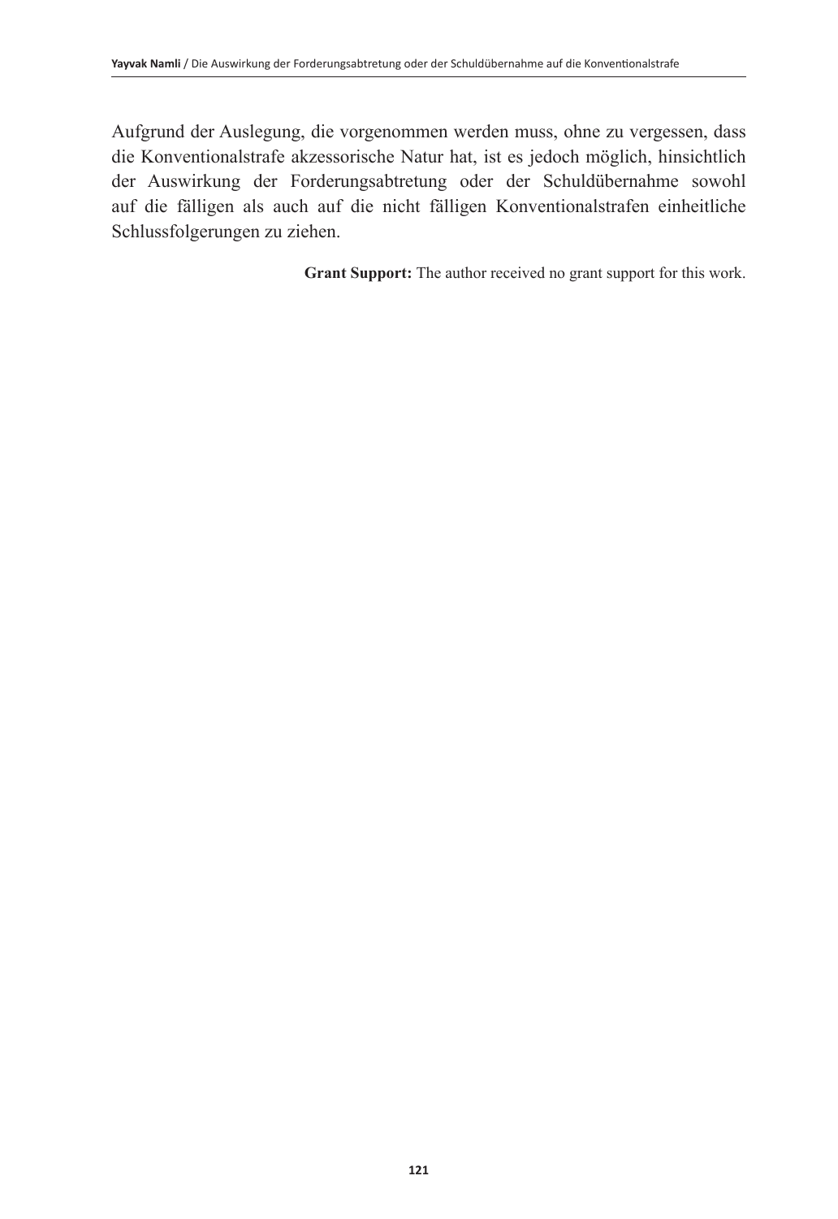Aufgrund der Auslegung, die vorgenommen werden muss, ohne zu vergessen, dass die Konventionalstrafe akzessorische Natur hat, ist es jedoch möglich, hinsichtlich der Auswirkung der Forderungsabtretung oder der Schuldübernahme sowohl auf die fälligen als auch auf die nicht fälligen Konventionalstrafen einheitliche Schlussfolgerungen zu ziehen.

**Grant Support:** The author received no grant support for this work.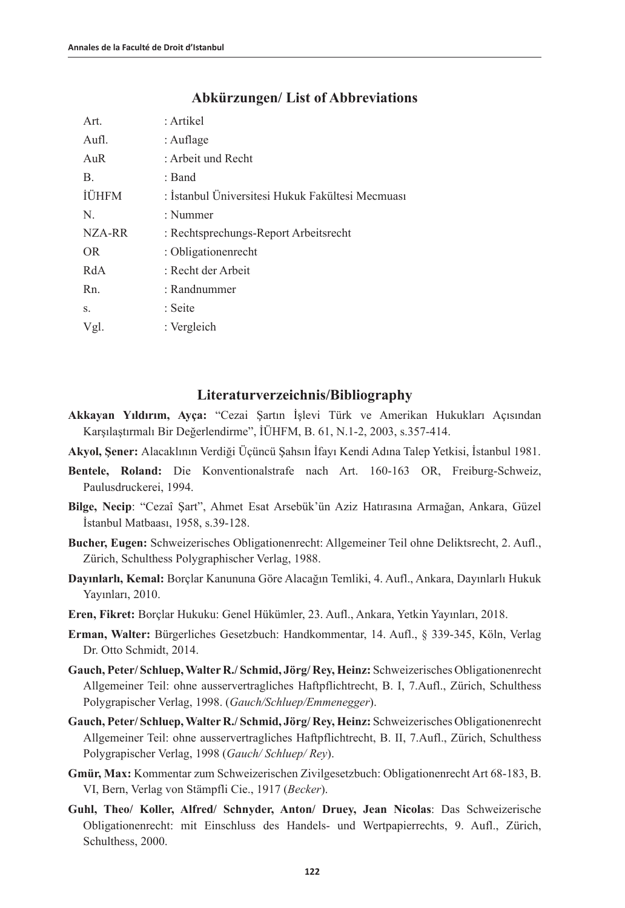## Abkürzungen/ List of Abbreviations

| | |
|---|---|
| Art. | : Artikel |
| Aufl. | : Auflage |
| AuR | : Arbeit und Recht |
| B. | : Band |
| İÜHFM | : İstanbul Üniversitesi Hukuk Fakültesi Mecmuası |
| N. | : Nummer |
| NZA-RR | : Rechtsprechungs-Report Arbeitsrecht |
| OR | : Obligationenrecht |
| RdA | : Recht der Arbeit |
| Rn. | : Randnummer |
| s. | : Seite |
| Vgl. | : Vergleich |

## Literaturverzeichnis/Bibliography

**Akkayan Yıldırım, Ayça:** "Cezai Şartın İşlevi Türk ve Amerikan Hukukları Açısından Karşılaştırmalı Bir Değerlendirme", İÜHFM, B. 61, N.1-2, 2003, s.357-414.

**Akyol, Şener:** Alacaklının Verdiği Üçüncü Şahsın İfayı Kendi Adına Talep Yetkisi, İstanbul 1981.

**Bentele, Roland:** Die Konventionalstrafe nach Art. 160-163 OR, Freiburg-Schweiz, Paulusdruckerei, 1994.

**Bilge, Necip**: "Cezaî Şart", Ahmet Esat Arsebük'ün Aziz Hatırasına Armağan, Ankara, Güzel İstanbul Matbaası, 1958, s.39-128.

**Bucher, Eugen:** Schweizerisches Obligationenrecht: Allgemeiner Teil ohne Deliktsrecht, 2. Aufl., Zürich, Schulthess Polygraphischer Verlag, 1988.

**Dayınlarlı, Kemal:** Borçlar Kanununa Göre Alacağın Temliki, 4. Aufl., Ankara, Dayınlarlı Hukuk Yayınları, 2010.

**Eren, Fikret:** Borçlar Hukuku: Genel Hükümler, 23. Aufl., Ankara, Yetkin Yayınları, 2018.

**Erman, Walter:** Bürgerliches Gesetzbuch: Handkommentar, 14. Aufl., § 339-345, Köln, Verlag Dr. Otto Schmidt, 2014.

**Gauch, Peter/ Schluep, Walter R./ Schmid, Jörg/ Rey, Heinz:** Schweizerisches Obligationenrecht Allgemeiner Teil: ohne ausservertragliches Haftpflichtrecht, B. I, 7.Aufl., Zürich, Schulthess Polygrapischer Verlag, 1998. (*Gauch/Schluep/Emmenegger*).

**Gauch, Peter/ Schluep, Walter R./ Schmid, Jörg/ Rey, Heinz:** Schweizerisches Obligationenrecht Allgemeiner Teil: ohne ausservertragliches Haftpflichtrecht, B. II, 7.Aufl., Zürich, Schulthess Polygrapischer Verlag, 1998 (*Gauch/ Schluep/ Rey*).

**Gmür, Max:** Kommentar zum Schweizerischen Zivilgesetzbuch: Obligationenrecht Art 68-183, B. VI, Bern, Verlag von Stämpfli Cie., 1917 (*Becker*).

**Guhl, Theo/ Koller, Alfred/ Schnyder, Anton/ Druey, Jean Nicolas**: Das Schweizerische Obligationenrecht: mit Einschluss des Handels- und Wertpapierrechts, 9. Aufl., Zürich, Schulthess, 2000.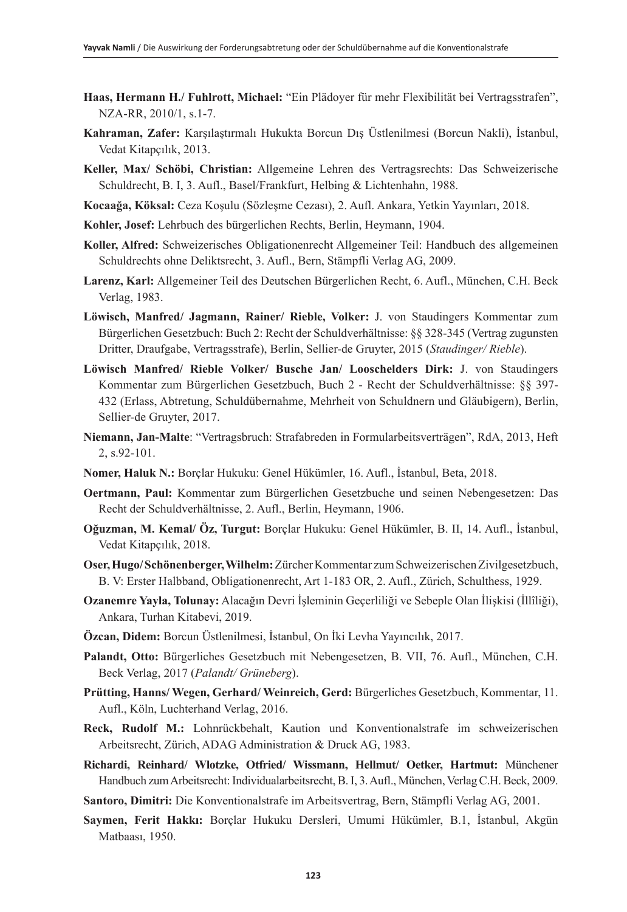**Haas, Hermann H./ Fuhlrott, Michael:** “Ein Plädoyer für mehr Flexibilität bei Vertragsstrafen”, NZA-RR, 2010/1, s.1-7.

**Kahraman, Zafer:** Karşılaştırmalı Hukukta Borcun Dış Üstlenilmesi (Borcun Nakli), İstanbul, Vedat Kitapçılık, 2013.

**Keller, Max/ Schöbi, Christian:** Allgemeine Lehren des Vertragsrechts: Das Schweizerische Schuldrecht, B. I, 3. Aufl., Basel/Frankfurt, Helbing & Lichtenhahn, 1988.

**Kocaağa, Köksal:** Ceza Koşulu (Sözleşme Cezası), 2. Aufl. Ankara, Yetkin Yayınları, 2018.

**Kohler, Josef:** Lehrbuch des bürgerlichen Rechts, Berlin, Heymann, 1904.

**Koller, Alfred:** Schweizerisches Obligationenrecht Allgemeiner Teil: Handbuch des allgemeinen Schuldrechts ohne Deliktsrecht, 3. Aufl., Bern, Stämpfli Verlag AG, 2009.

**Larenz, Karl:** Allgemeiner Teil des Deutschen Bürgerlichen Recht, 6. Aufl., München, C.H. Beck Verlag, 1983.

**Löwisch, Manfred/ Jagmann, Rainer/ Rieble, Volker:** J. von Staudingers Kommentar zum Bürgerlichen Gesetzbuch: Buch 2: Recht der Schuldverhältnisse: §§ 328-345 (Vertrag zugunsten Dritter, Draufgabe, Vertragsstrafe), Berlin, Sellier-de Gruyter, 2015 (*Staudinger/ Rieble*).

**Löwisch Manfred/ Rieble Volker/ Busche Jan/ Looschelders Dirk:** J. von Staudingers Kommentar zum Bürgerlichen Gesetzbuch, Buch 2 - Recht der Schuldverhältnisse: §§ 397-432 (Erlass, Abtretung, Schuldübernahme, Mehrheit von Schuldnern und Gläubigern), Berlin, Sellier-de Gruyter, 2017.

**Niemann, Jan-Malte**: “Vertragsbruch: Strafabreden in Formulararbeitsverträgen”, RdA, 2013, Heft 2, s.92-101.

**Nomer, Haluk N.:** Borçlar Hukuku: Genel Hükümler, 16. Aufl., İstanbul, Beta, 2018.

**Oertmann, Paul:** Kommentar zum Bürgerlichen Gesetzbuche und seinen Nebengesetzen: Das Recht der Schuldverhältnisse, 2. Aufl., Berlin, Heymann, 1906.

**Oğuzman, M. Kemal/ Öz, Turgut:** Borçlar Hukuku: Genel Hükümler, B. II, 14. Aufl., İstanbul, Vedat Kitapçılık, 2018.

**Oser, Hugo/ Schönenberger, Wilhelm:** Zürcher Kommentar zum Schweizerischen Zivilgesetzbuch, B. V: Erster Halbband, Obligationenrecht, Art 1-183 OR, 2. Aufl., Zürich, Schulthess, 1929.

**Ozanemre Yayla, Tolunay:** Alacağın Devri İşleminin Geçerliliği ve Sebeple Olan İlişkisi (İllîliği), Ankara, Turhan Kitabevi, 2019.

**Özcan, Didem:** Borcun Üstlenilmesi, İstanbul, On İki Levha Yayıncılık, 2017.

**Palandt, Otto:** Bürgerliches Gesetzbuch mit Nebengesetzen, B. VII, 76. Aufl., München, C.H. Beck Verlag, 2017 (*Palandt/ Grüneberg*).

**Prütting, Hanns/ Wegen, Gerhard/ Weinreich, Gerd:** Bürgerliches Gesetzbuch, Kommentar, 11. Aufl., Köln, Luchterhand Verlag, 2016.

**Reck, Rudolf M.:** Lohnrückbehalt, Kaution und Konventionalstrafe im schweizerischen Arbeitsrecht, Zürich, ADAG Administration & Druck AG, 1983.

**Richardi, Reinhard/ Wlotzke, Otfried/ Wissmann, Hellmut/ Oetker, Hartmut:** Münchener Handbuch zum Arbeitsrecht: Individualarbeitsrecht, B. I, 3. Aufl., München, Verlag C.H. Beck, 2009.

**Santoro, Dimitri:** Die Konventionalstrafe im Arbeitsvertrag, Bern, Stämpfli Verlag AG, 2001.

**Saymen, Ferit Hakkı:** Borçlar Hukuku Dersleri, Umumi Hükümler, B.1, İstanbul, Akgün Matbaası, 1950.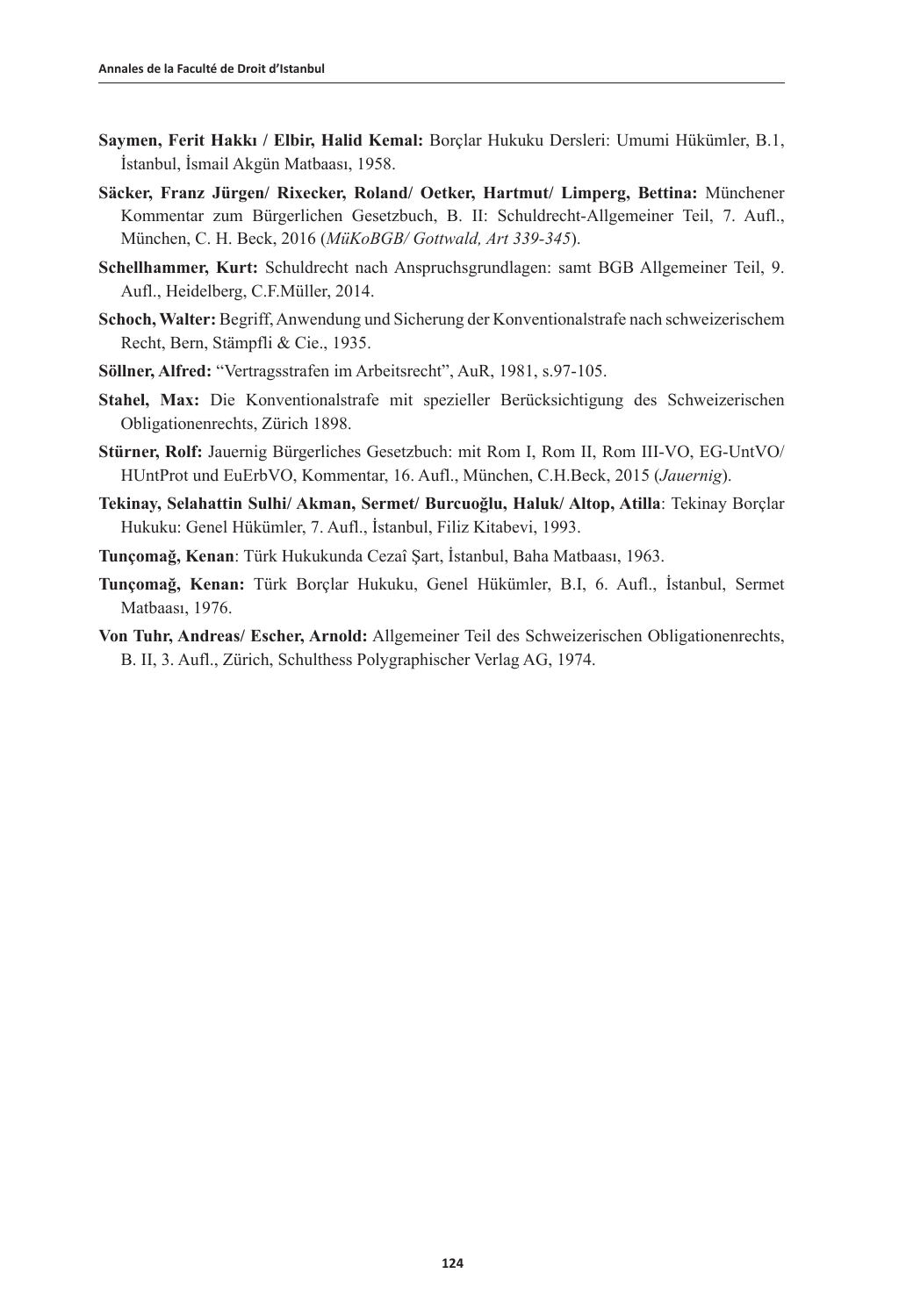**Saymen, Ferit Hakkı / Elbir, Halid Kemal:** Borçlar Hukuku Dersleri: Umumi Hükümler, B.1, İstanbul, İsmail Akgün Matbaası, 1958.

**Säcker, Franz Jürgen/ Rixecker, Roland/ Oetker, Hartmut/ Limperg, Bettina:** Münchener Kommentar zum Bürgerlichen Gesetzbuch, B. II: Schuldrecht-Allgemeiner Teil, 7. Aufl., München, C. H. Beck, 2016 (*MüKoBGB/ Gottwald, Art 339-345*).

**Schellhammer, Kurt:** Schuldrecht nach Anspruchsgrundlagen: samt BGB Allgemeiner Teil, 9. Aufl., Heidelberg, C.F.Müller, 2014.

**Schoch, Walter:** Begriff, Anwendung und Sicherung der Konventionalstrafe nach schweizerischem Recht, Bern, Stämpfli & Cie., 1935.

**Söllner, Alfred:** "Vertragsstrafen im Arbeitsrecht", AuR, 1981, s.97-105.

**Stahel, Max:** Die Konventionalstrafe mit spezieller Berücksichtigung des Schweizerischen Obligationenrechts, Zürich 1898.

**Stürner, Rolf:** Jauernig Bürgerliches Gesetzbuch: mit Rom I, Rom II, Rom III-VO, EG-UntVO/ HUntProt und EuErbVO, Kommentar, 16. Aufl., München, C.H.Beck, 2015 (*Jauernig*).

**Tekinay, Selahattin Sulhi/ Akman, Sermet/ Burcuoğlu, Haluk/ Altop, Atilla**: Tekinay Borçlar Hukuku: Genel Hükümler, 7. Aufl., İstanbul, Filiz Kitabevi, 1993.

**Tunçomağ, Kenan**: Türk Hukukunda Cezaî Şart, İstanbul, Baha Matbaası, 1963.

**Tunçomağ, Kenan:** Türk Borçlar Hukuku, Genel Hükümler, B.I, 6. Aufl., İstanbul, Sermet Matbaası, 1976.

**Von Tuhr, Andreas/ Escher, Arnold:** Allgemeiner Teil des Schweizerischen Obligationenrechts, B. II, 3. Aufl., Zürich, Schulthess Polygraphischer Verlag AG, 1974.